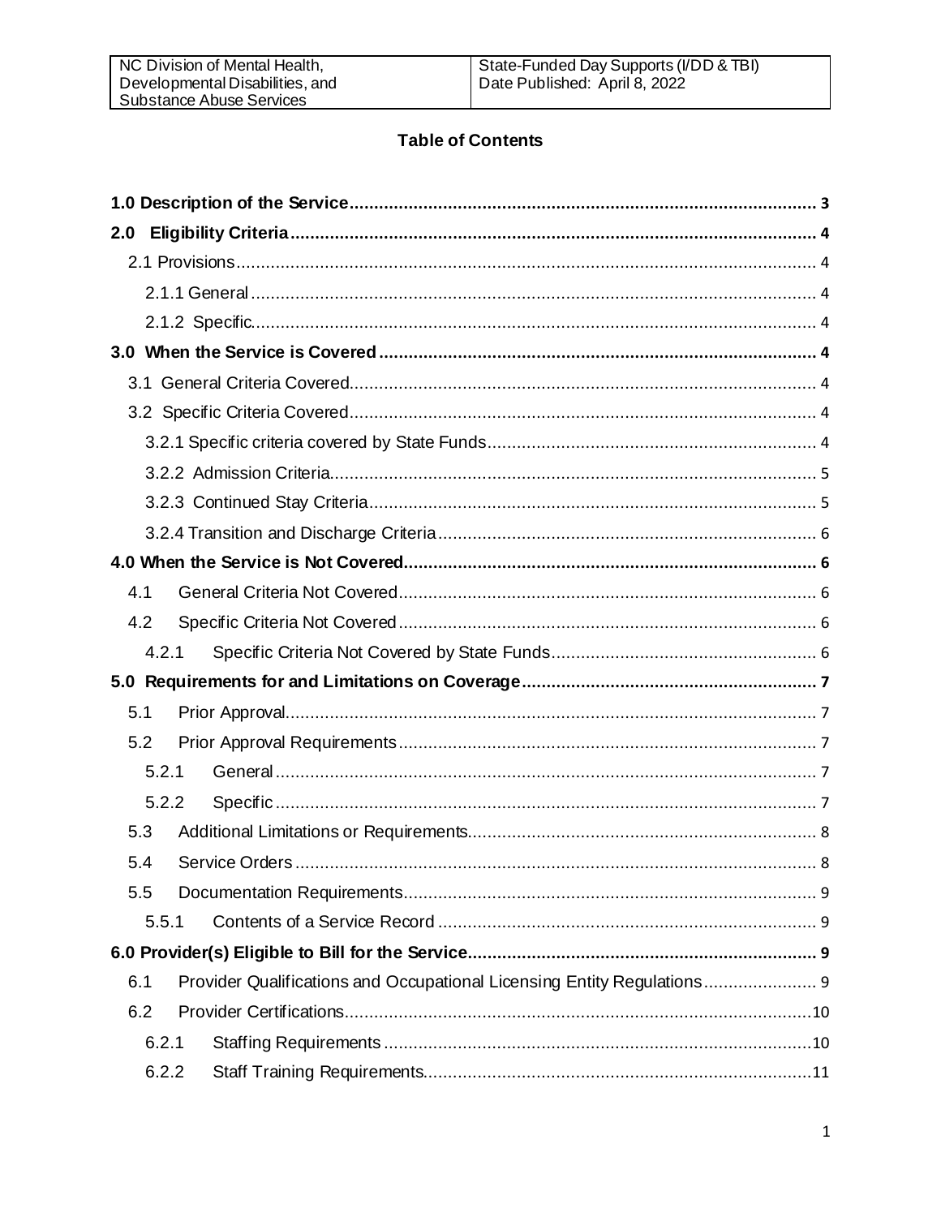## Table of Contents

**1.0 Description of the Service** .......... **3**

**2.0 Eligibility Criteria** .......... **4**

- 2.1 Provisions .......... 4
  - 2.1.1 General .......... 4
  - 2.1.2 Specific .......... 4

**3.0 When the Service is Covered** .......... **4**

- 3.1 General Criteria Covered .......... 4
- 3.2 Specific Criteria Covered .......... 4
  - 3.2.1 Specific criteria covered by State Funds .......... 4
  - 3.2.2 Admission Criteria .......... 5
  - 3.2.3 Continued Stay Criteria .......... 5
  - 3.2.4 Transition and Discharge Criteria .......... 6

**4.0 When the Service is Not Covered** .......... **6**

- 4.1 General Criteria Not Covered .......... 6
- 4.2 Specific Criteria Not Covered .......... 6
  - 4.2.1 Specific Criteria Not Covered by State Funds .......... 6

**5.0 Requirements for and Limitations on Coverage** .......... **7**

- 5.1 Prior Approval .......... 7
- 5.2 Prior Approval Requirements .......... 7
  - 5.2.1 General .......... 7
  - 5.2.2 Specific .......... 7
- 5.3 Additional Limitations or Requirements .......... 8
- 5.4 Service Orders .......... 8
- 5.5 Documentation Requirements .......... 9
  - 5.5.1 Contents of a Service Record .......... 9

**6.0 Provider(s) Eligible to Bill for the Service** .......... **9**

- 6.1 Provider Qualifications and Occupational Licensing Entity Regulations .......... 9
- 6.2 Provider Certifications .......... 10
  - 6.2.1 Staffing Requirements .......... 10
  - 6.2.2 Staff Training Requirements .......... 11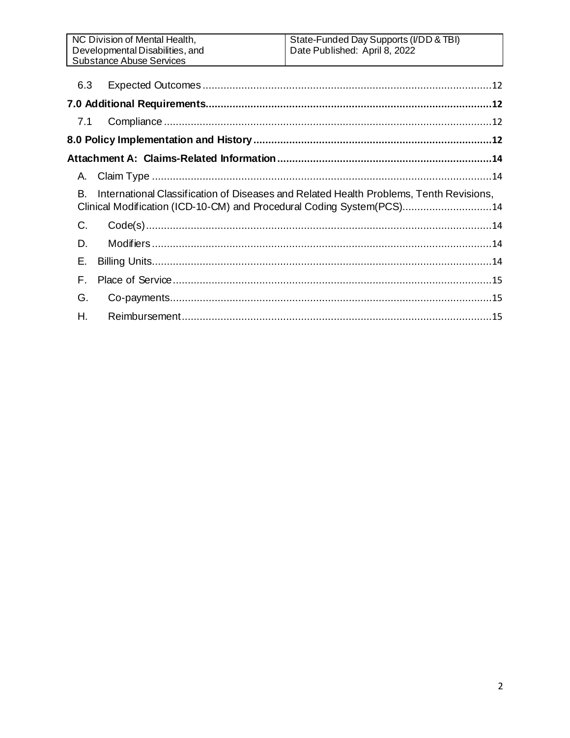6.3 Expected Outcomes ........................................................................................................12

**7.0 Additional Requirements.......................................................................................................12**

7.1 Compliance .......................................................................................................................12

**8.0 Policy Implementation and History ........................................................................................12**

**Attachment A: Claims-Related Information ................................................................................14**

A. Claim Type ...........................................................................................................................14

B. International Classification of Diseases and Related Health Problems, Tenth Revisions, Clinical Modification (ICD-10-CM) and Procedural Coding System(PCS).............................14

C. Code(s)..................................................................................................................................14

D. Modifiers ...............................................................................................................................14

E. Billing Units...........................................................................................................................14

F. Place of Service ....................................................................................................................15

G. Co-payments.........................................................................................................................15

H. Reimbursement.....................................................................................................................15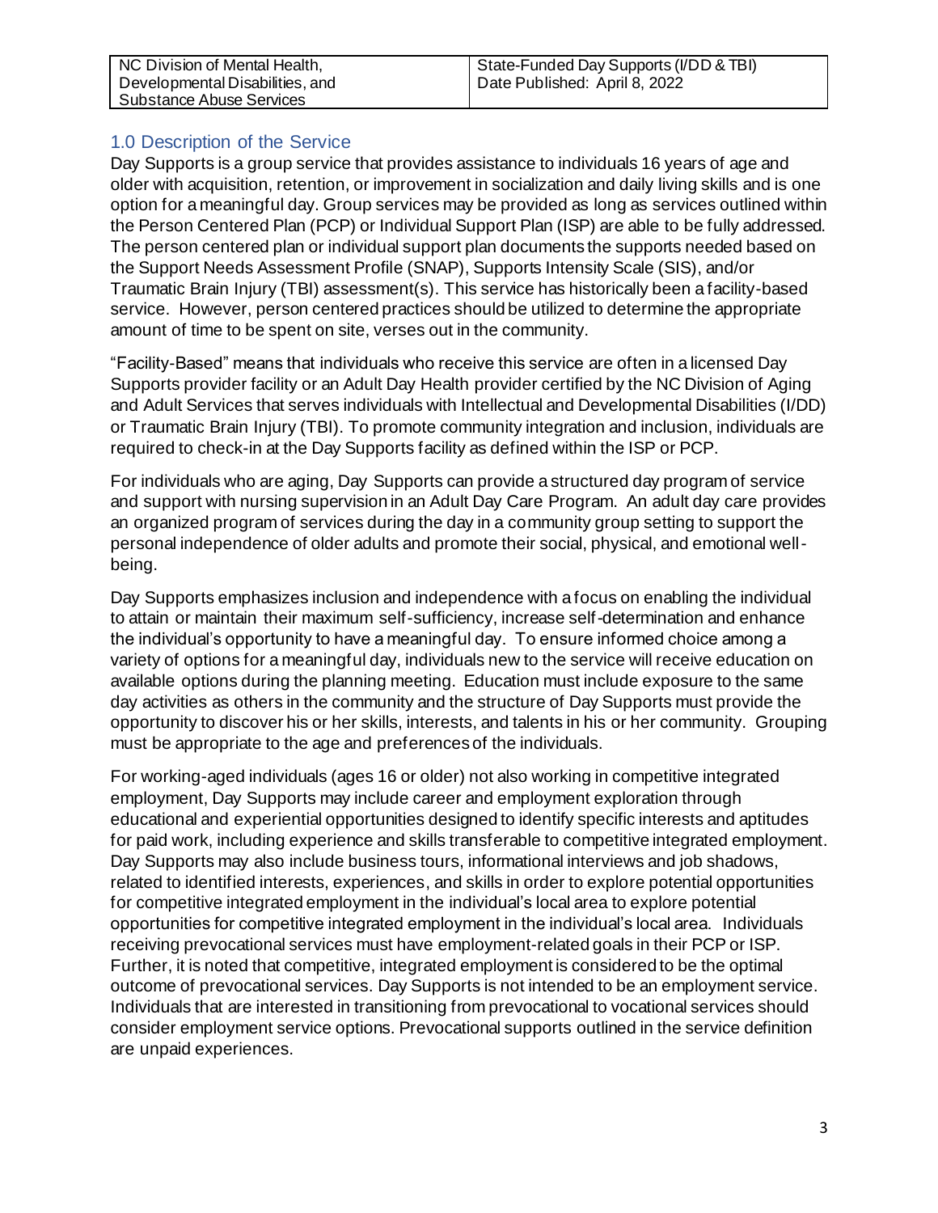## 1.0 Description of the Service

Day Supports is a group service that provides assistance to individuals 16 years of age and older with acquisition, retention, or improvement in socialization and daily living skills and is one option for a meaningful day. Group services may be provided as long as services outlined within the Person Centered Plan (PCP) or Individual Support Plan (ISP) are able to be fully addressed. The person centered plan or individual support plan documents the supports needed based on the Support Needs Assessment Profile (SNAP), Supports Intensity Scale (SIS), and/or Traumatic Brain Injury (TBI) assessment(s). This service has historically been a facility-based service. However, person centered practices should be utilized to determine the appropriate amount of time to be spent on site, verses out in the community.

"Facility-Based" means that individuals who receive this service are often in a licensed Day Supports provider facility or an Adult Day Health provider certified by the NC Division of Aging and Adult Services that serves individuals with Intellectual and Developmental Disabilities (I/DD) or Traumatic Brain Injury (TBI). To promote community integration and inclusion, individuals are required to check-in at the Day Supports facility as defined within the ISP or PCP.

For individuals who are aging, Day Supports can provide a structured day program of service and support with nursing supervision in an Adult Day Care Program. An adult day care provides an organized program of services during the day in a community group setting to support the personal independence of older adults and promote their social, physical, and emotional well-being.

Day Supports emphasizes inclusion and independence with a focus on enabling the individual to attain or maintain their maximum self-sufficiency, increase self-determination and enhance the individual's opportunity to have a meaningful day. To ensure informed choice among a variety of options for a meaningful day, individuals new to the service will receive education on available options during the planning meeting. Education must include exposure to the same day activities as others in the community and the structure of Day Supports must provide the opportunity to discover his or her skills, interests, and talents in his or her community. Grouping must be appropriate to the age and preferences of the individuals.

For working-aged individuals (ages 16 or older) not also working in competitive integrated employment, Day Supports may include career and employment exploration through educational and experiential opportunities designed to identify specific interests and aptitudes for paid work, including experience and skills transferable to competitive integrated employment. Day Supports may also include business tours, informational interviews and job shadows, related to identified interests, experiences, and skills in order to explore potential opportunities for competitive integrated employment in the individual's local area to explore potential opportunities for competitive integrated employment in the individual's local area. Individuals receiving prevocational services must have employment-related goals in their PCP or ISP. Further, it is noted that competitive, integrated employment is considered to be the optimal outcome of prevocational services. Day Supports is not intended to be an employment service. Individuals that are interested in transitioning from prevocational to vocational services should consider employment service options. Prevocational supports outlined in the service definition are unpaid experiences.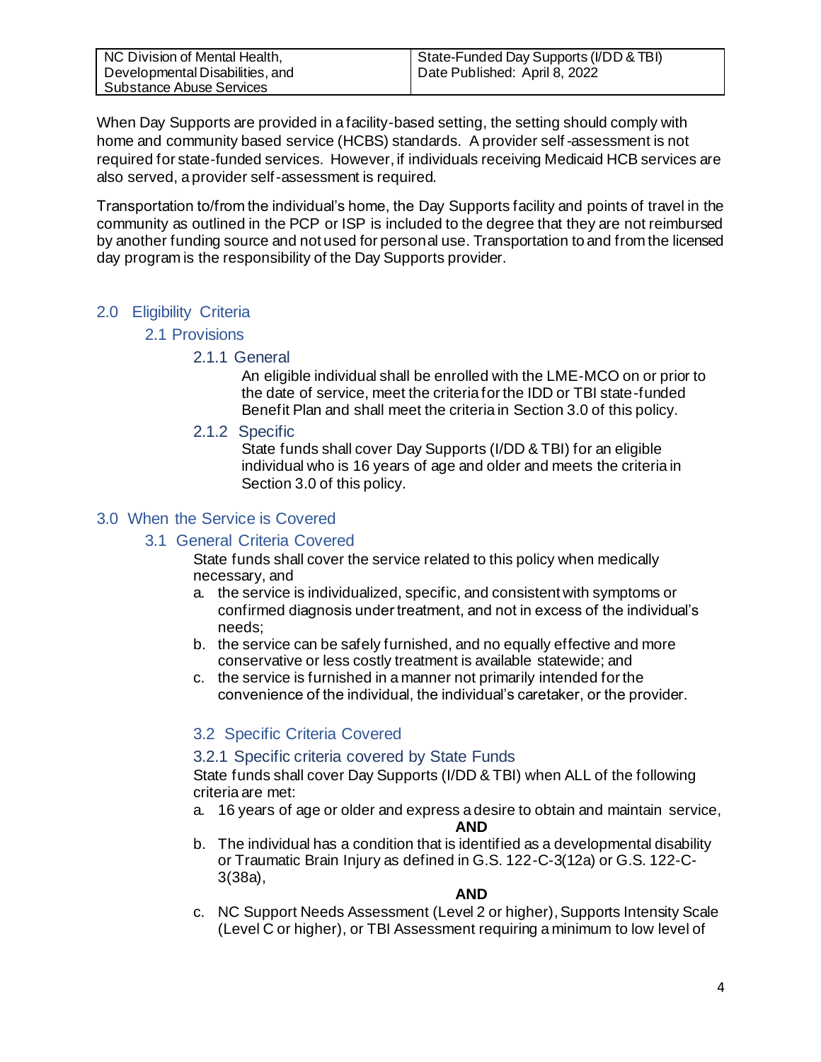When Day Supports are provided in a facility-based setting, the setting should comply with home and community based service (HCBS) standards. A provider self-assessment is not required for state-funded services. However, if individuals receiving Medicaid HCB services are also served, a provider self-assessment is required.

Transportation to/from the individual's home, the Day Supports facility and points of travel in the community as outlined in the PCP or ISP is included to the degree that they are not reimbursed by another funding source and not used for personal use. Transportation to and from the licensed day program is the responsibility of the Day Supports provider.

## 2.0 Eligibility Criteria

### 2.1 Provisions

#### 2.1.1 General

An eligible individual shall be enrolled with the LME-MCO on or prior to the date of service, meet the criteria for the IDD or TBI state-funded Benefit Plan and shall meet the criteria in Section 3.0 of this policy.

#### 2.1.2 Specific

State funds shall cover Day Supports (I/DD & TBI) for an eligible individual who is 16 years of age and older and meets the criteria in Section 3.0 of this policy.

## 3.0 When the Service is Covered

### 3.1 General Criteria Covered

State funds shall cover the service related to this policy when medically necessary, and

a. the service is individualized, specific, and consistent with symptoms or confirmed diagnosis under treatment, and not in excess of the individual's needs;
b. the service can be safely furnished, and no equally effective and more conservative or less costly treatment is available statewide; and
c. the service is furnished in a manner not primarily intended for the convenience of the individual, the individual's caretaker, or the provider.

### 3.2 Specific Criteria Covered

#### 3.2.1 Specific criteria covered by State Funds

State funds shall cover Day Supports (I/DD & TBI) when ALL of the following criteria are met:

a. 16 years of age or older and express a desire to obtain and maintain service,

**AND**

b. The individual has a condition that is identified as a developmental disability or Traumatic Brain Injury as defined in G.S. 122-C-3(12a) or G.S. 122-C-3(38a),

**AND**

c. NC Support Needs Assessment (Level 2 or higher), Supports Intensity Scale (Level C or higher), or TBI Assessment requiring a minimum to low level of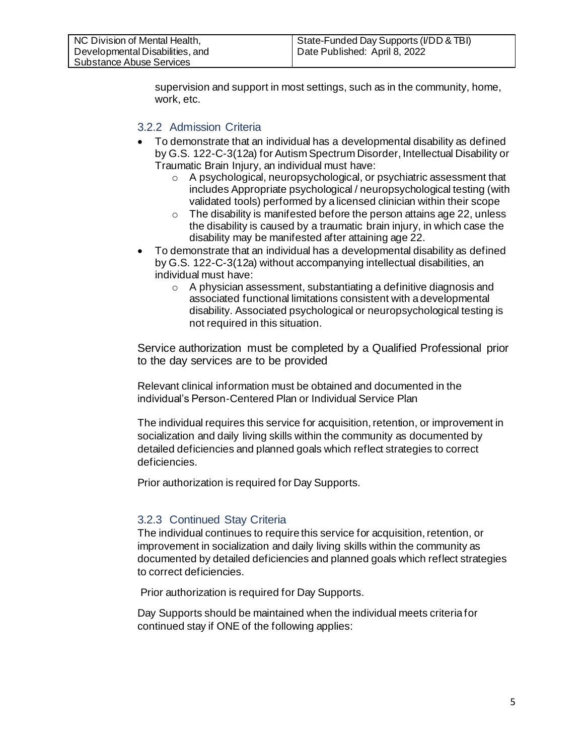supervision and support in most settings, such as in the community, home, work, etc.

### 3.2.2 Admission Criteria

- To demonstrate that an individual has a developmental disability as defined by G.S. 122-C-3(12a) for Autism Spectrum Disorder, Intellectual Disability or Traumatic Brain Injury, an individual must have:
  - A psychological, neuropsychological, or psychiatric assessment that includes Appropriate psychological / neuropsychological testing (with validated tools) performed by a licensed clinician within their scope
  - The disability is manifested before the person attains age 22, unless the disability is caused by a traumatic brain injury, in which case the disability may be manifested after attaining age 22.
- To demonstrate that an individual has a developmental disability as defined by G.S. 122-C-3(12a) without accompanying intellectual disabilities, an individual must have:
  - A physician assessment, substantiating a definitive diagnosis and associated functional limitations consistent with a developmental disability. Associated psychological or neuropsychological testing is not required in this situation.

Service authorization must be completed by a Qualified Professional prior to the day services are to be provided

Relevant clinical information must be obtained and documented in the individual's Person-Centered Plan or Individual Service Plan

The individual requires this service for acquisition, retention, or improvement in socialization and daily living skills within the community as documented by detailed deficiencies and planned goals which reflect strategies to correct deficiencies.

Prior authorization is required for Day Supports.

### 3.2.3 Continued Stay Criteria

The individual continues to require this service for acquisition, retention, or improvement in socialization and daily living skills within the community as documented by detailed deficiencies and planned goals which reflect strategies to correct deficiencies.

Prior authorization is required for Day Supports.

Day Supports should be maintained when the individual meets criteria for continued stay if ONE of the following applies: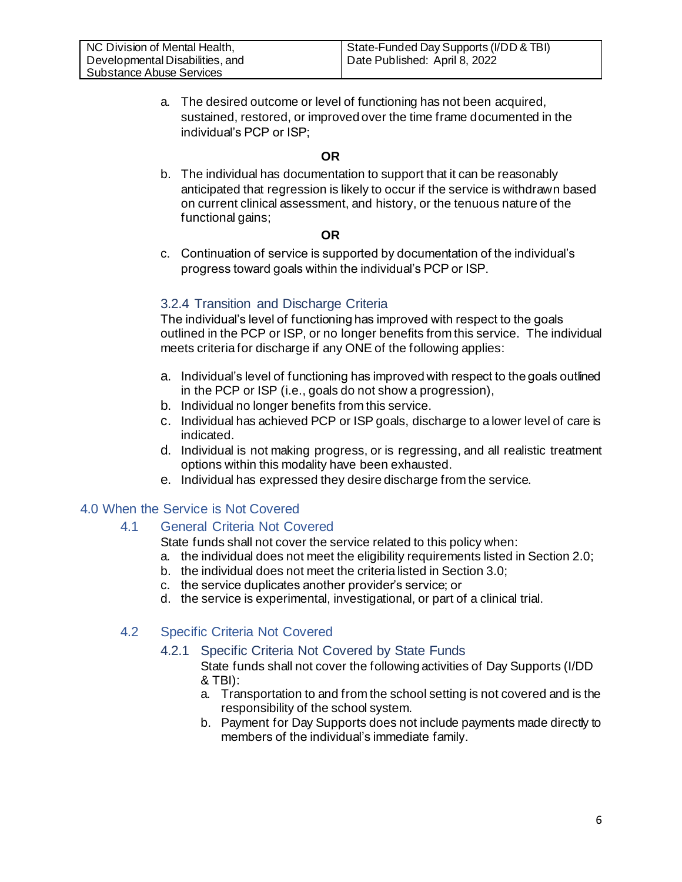a. The desired outcome or level of functioning has not been acquired, sustained, restored, or improved over the time frame documented in the individual's PCP or ISP;

**OR**

b. The individual has documentation to support that it can be reasonably anticipated that regression is likely to occur if the service is withdrawn based on current clinical assessment, and history, or the tenuous nature of the functional gains;

**OR**

c. Continuation of service is supported by documentation of the individual's progress toward goals within the individual's PCP or ISP.

#### 3.2.4 Transition and Discharge Criteria

The individual's level of functioning has improved with respect to the goals outlined in the PCP or ISP, or no longer benefits from this service. The individual meets criteria for discharge if any ONE of the following applies:

a. Individual's level of functioning has improved with respect to the goals outlined in the PCP or ISP (i.e., goals do not show a progression),
b. Individual no longer benefits from this service.
c. Individual has achieved PCP or ISP goals, discharge to a lower level of care is indicated.
d. Individual is not making progress, or is regressing, and all realistic treatment options within this modality have been exhausted.
e. Individual has expressed they desire discharge from the service.

## 4.0 When the Service is Not Covered

### 4.1 General Criteria Not Covered

State funds shall not cover the service related to this policy when:

a. the individual does not meet the eligibility requirements listed in Section 2.0;
b. the individual does not meet the criteria listed in Section 3.0;
c. the service duplicates another provider's service; or
d. the service is experimental, investigational, or part of a clinical trial.

### 4.2 Specific Criteria Not Covered

#### 4.2.1 Specific Criteria Not Covered by State Funds

State funds shall not cover the following activities of Day Supports (I/DD & TBI):

a. Transportation to and from the school setting is not covered and is the responsibility of the school system.
b. Payment for Day Supports does not include payments made directly to members of the individual's immediate family.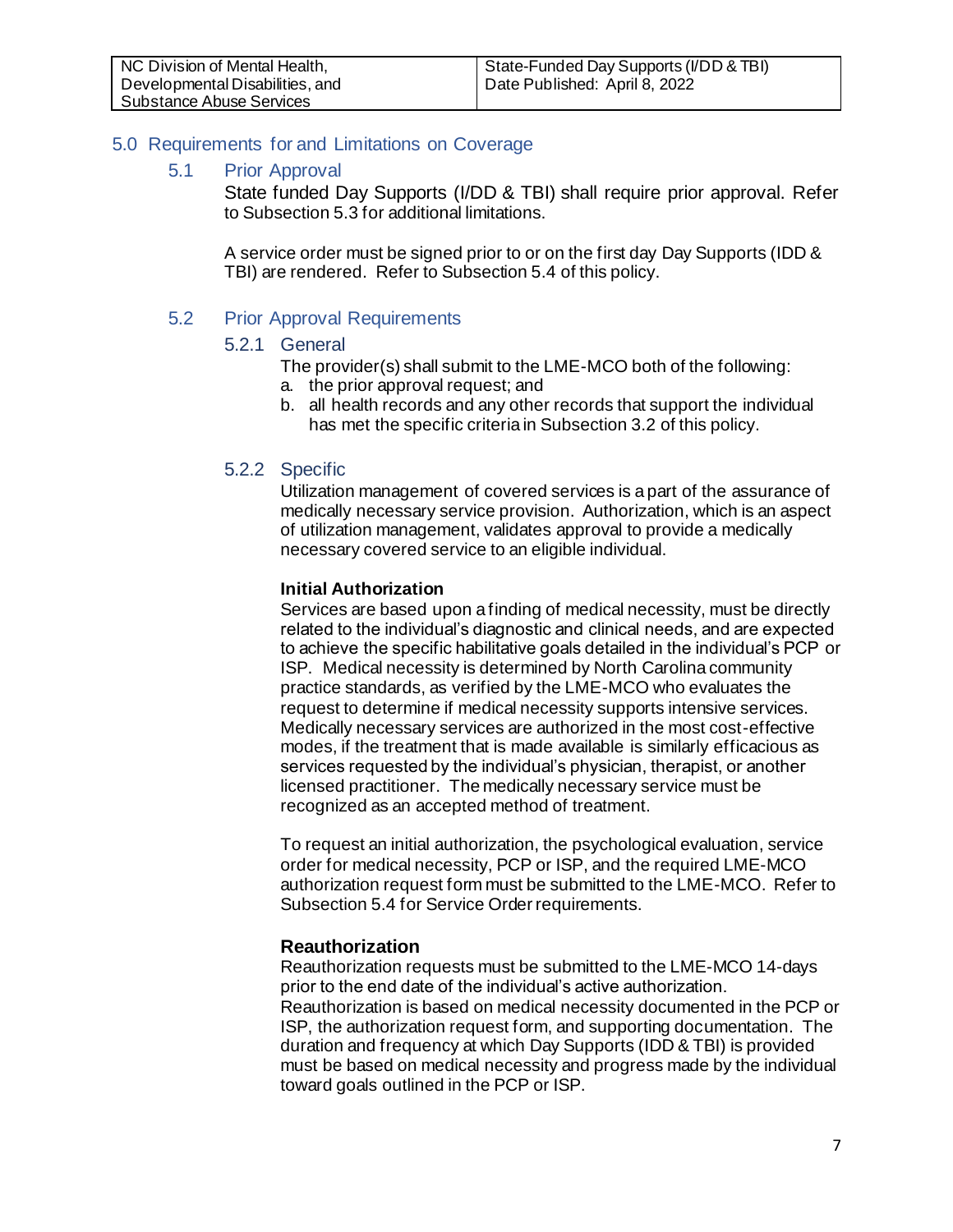## 5.0 Requirements for and Limitations on Coverage

### 5.1 Prior Approval

State funded Day Supports (I/DD & TBI) shall require prior approval. Refer to Subsection 5.3 for additional limitations.

A service order must be signed prior to or on the first day Day Supports (IDD & TBI) are rendered. Refer to Subsection 5.4 of this policy.

### 5.2 Prior Approval Requirements

#### 5.2.1 General

The provider(s) shall submit to the LME-MCO both of the following:

a. the prior approval request; and
b. all health records and any other records that support the individual has met the specific criteria in Subsection 3.2 of this policy.

#### 5.2.2 Specific

Utilization management of covered services is a part of the assurance of medically necessary service provision. Authorization, which is an aspect of utilization management, validates approval to provide a medically necessary covered service to an eligible individual.

**Initial Authorization**

Services are based upon a finding of medical necessity, must be directly related to the individual's diagnostic and clinical needs, and are expected to achieve the specific habilitative goals detailed in the individual's PCP or ISP. Medical necessity is determined by North Carolina community practice standards, as verified by the LME-MCO who evaluates the request to determine if medical necessity supports intensive services. Medically necessary services are authorized in the most cost-effective modes, if the treatment that is made available is similarly efficacious as services requested by the individual's physician, therapist, or another licensed practitioner. The medically necessary service must be recognized as an accepted method of treatment.

To request an initial authorization, the psychological evaluation, service order for medical necessity, PCP or ISP, and the required LME-MCO authorization request form must be submitted to the LME-MCO. Refer to Subsection 5.4 for Service Order requirements.

**Reauthorization**

Reauthorization requests must be submitted to the LME-MCO 14-days prior to the end date of the individual's active authorization. Reauthorization is based on medical necessity documented in the PCP or ISP, the authorization request form, and supporting documentation. The duration and frequency at which Day Supports (IDD & TBI) is provided must be based on medical necessity and progress made by the individual toward goals outlined in the PCP or ISP.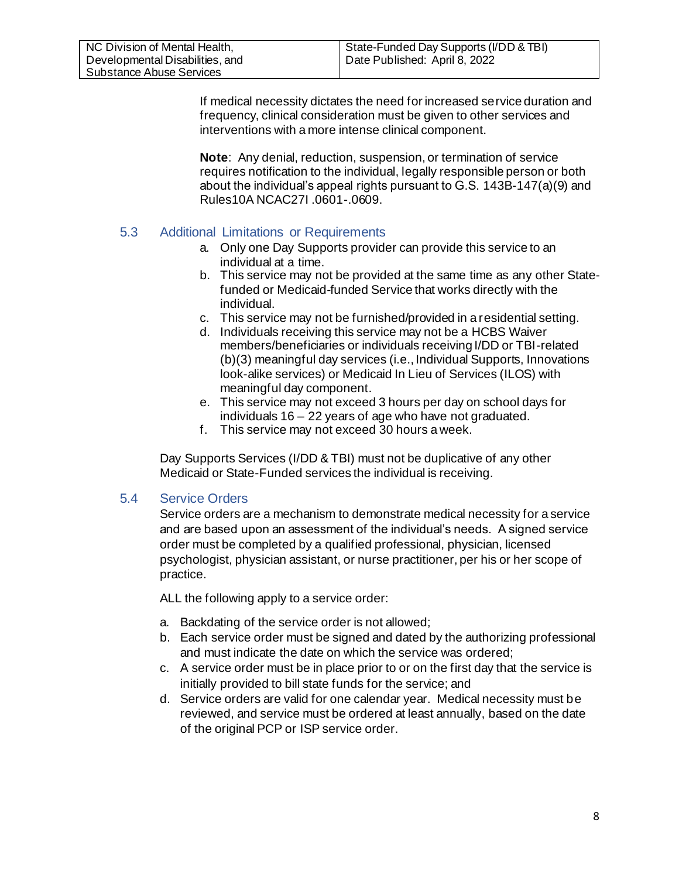If medical necessity dictates the need for increased service duration and frequency, clinical consideration must be given to other services and interventions with a more intense clinical component.

**Note**: Any denial, reduction, suspension, or termination of service requires notification to the individual, legally responsible person or both about the individual's appeal rights pursuant to G.S. 143B-147(a)(9) and Rules10A NCAC27I .0601-.0609.

### 5.3 Additional Limitations or Requirements

a. Only one Day Supports provider can provide this service to an individual at a time.
b. This service may not be provided at the same time as any other State-funded or Medicaid-funded Service that works directly with the individual.
c. This service may not be furnished/provided in a residential setting.
d. Individuals receiving this service may not be a HCBS Waiver members/beneficiaries or individuals receiving I/DD or TBI-related (b)(3) meaningful day services (i.e., Individual Supports, Innovations look-alike services) or Medicaid In Lieu of Services (ILOS) with meaningful day component.
e. This service may not exceed 3 hours per day on school days for individuals 16 – 22 years of age who have not graduated.
f. This service may not exceed 30 hours a week.

Day Supports Services (I/DD & TBI) must not be duplicative of any other Medicaid or State-Funded services the individual is receiving.

### 5.4 Service Orders

Service orders are a mechanism to demonstrate medical necessity for a service and are based upon an assessment of the individual's needs. A signed service order must be completed by a qualified professional, physician, licensed psychologist, physician assistant, or nurse practitioner, per his or her scope of practice.

ALL the following apply to a service order:

a. Backdating of the service order is not allowed;
b. Each service order must be signed and dated by the authorizing professional and must indicate the date on which the service was ordered;
c. A service order must be in place prior to or on the first day that the service is initially provided to bill state funds for the service; and
d. Service orders are valid for one calendar year. Medical necessity must be reviewed, and service must be ordered at least annually, based on the date of the original PCP or ISP service order.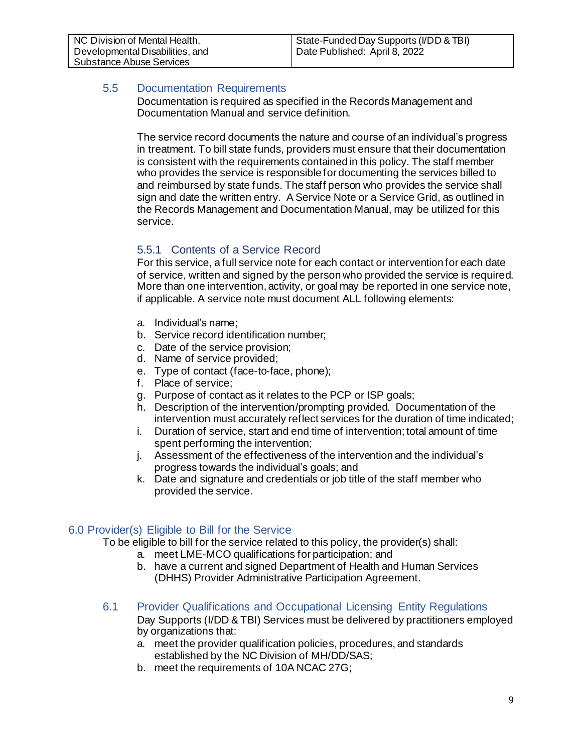### 5.5 Documentation Requirements

Documentation is required as specified in the Records Management and Documentation Manual and service definition.

The service record documents the nature and course of an individual's progress in treatment. To bill state funds, providers must ensure that their documentation is consistent with the requirements contained in this policy. The staff member who provides the service is responsible for documenting the services billed to and reimbursed by state funds. The staff person who provides the service shall sign and date the written entry. A Service Note or a Service Grid, as outlined in the Records Management and Documentation Manual, may be utilized for this service.

#### 5.5.1 Contents of a Service Record

For this service, a full service note for each contact or intervention for each date of service, written and signed by the person who provided the service is required. More than one intervention, activity, or goal may be reported in one service note, if applicable. A service note must document ALL following elements:

a. Individual's name;
b. Service record identification number;
c. Date of the service provision;
d. Name of service provided;
e. Type of contact (face-to-face, phone);
f. Place of service;
g. Purpose of contact as it relates to the PCP or ISP goals;
h. Description of the intervention/prompting provided. Documentation of the intervention must accurately reflect services for the duration of time indicated;
i. Duration of service, start and end time of intervention; total amount of time spent performing the intervention;
j. Assessment of the effectiveness of the intervention and the individual's progress towards the individual's goals; and
k. Date and signature and credentials or job title of the staff member who provided the service.

## 6.0 Provider(s) Eligible to Bill for the Service

To be eligible to bill for the service related to this policy, the provider(s) shall:

a. meet LME-MCO qualifications for participation; and
b. have a current and signed Department of Health and Human Services (DHHS) Provider Administrative Participation Agreement.

### 6.1 Provider Qualifications and Occupational Licensing Entity Regulations

Day Supports (I/DD & TBI) Services must be delivered by practitioners employed by organizations that:

a. meet the provider qualification policies, procedures, and standards established by the NC Division of MH/DD/SAS;
b. meet the requirements of 10A NCAC 27G;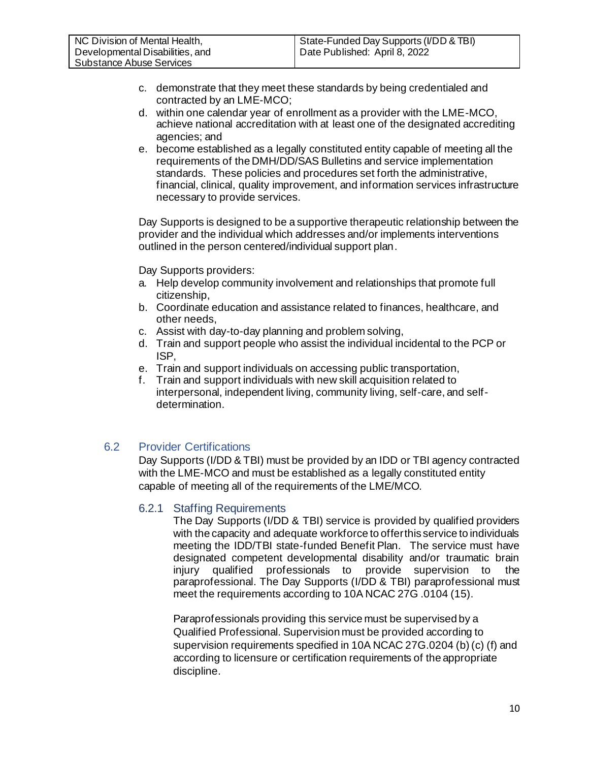c. demonstrate that they meet these standards by being credentialed and contracted by an LME-MCO;
d. within one calendar year of enrollment as a provider with the LME-MCO, achieve national accreditation with at least one of the designated accrediting agencies; and
e. become established as a legally constituted entity capable of meeting all the requirements of the DMH/DD/SAS Bulletins and service implementation standards. These policies and procedures set forth the administrative, financial, clinical, quality improvement, and information services infrastructure necessary to provide services.

Day Supports is designed to be a supportive therapeutic relationship between the provider and the individual which addresses and/or implements interventions outlined in the person centered/individual support plan.

Day Supports providers:

a. Help develop community involvement and relationships that promote full citizenship,
b. Coordinate education and assistance related to finances, healthcare, and other needs,
c. Assist with day-to-day planning and problem solving,
d. Train and support people who assist the individual incidental to the PCP or ISP,
e. Train and support individuals on accessing public transportation,
f. Train and support individuals with new skill acquisition related to interpersonal, independent living, community living, self-care, and self-determination.

## 6.2 Provider Certifications

Day Supports (I/DD & TBI) must be provided by an IDD or TBI agency contracted with the LME-MCO and must be established as a legally constituted entity capable of meeting all of the requirements of the LME/MCO.

### 6.2.1 Staffing Requirements

The Day Supports (I/DD & TBI) service is provided by qualified providers with the capacity and adequate workforce to offer this service to individuals meeting the IDD/TBI state-funded Benefit Plan. The service must have designated competent developmental disability and/or traumatic brain injury qualified professionals to provide supervision to the paraprofessional. The Day Supports (I/DD & TBI) paraprofessional must meet the requirements according to 10A NCAC 27G .0104 (15).

Paraprofessionals providing this service must be supervised by a Qualified Professional. Supervision must be provided according to supervision requirements specified in 10A NCAC 27G.0204 (b) (c) (f) and according to licensure or certification requirements of the appropriate discipline.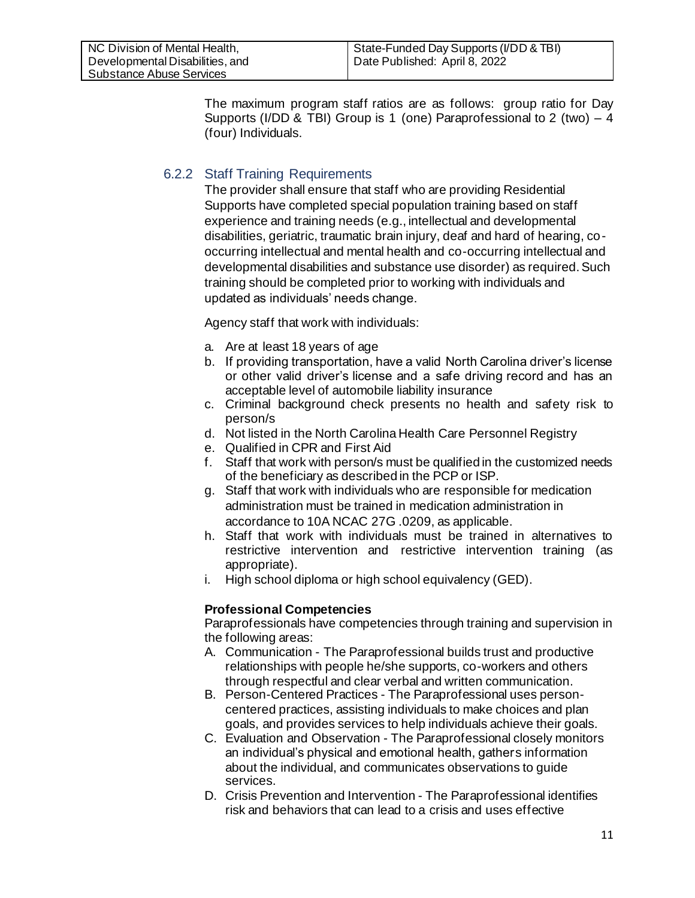The maximum program staff ratios are as follows: group ratio for Day Supports (I/DD & TBI) Group is 1 (one) Paraprofessional to 2 (two) – 4 (four) Individuals.

### 6.2.2 Staff Training Requirements

The provider shall ensure that staff who are providing Residential Supports have completed special population training based on staff experience and training needs (e.g., intellectual and developmental disabilities, geriatric, traumatic brain injury, deaf and hard of hearing, co-occurring intellectual and mental health and co-occurring intellectual and developmental disabilities and substance use disorder) as required. Such training should be completed prior to working with individuals and updated as individuals' needs change.

Agency staff that work with individuals:

a. Are at least 18 years of age
b. If providing transportation, have a valid North Carolina driver's license or other valid driver's license and a safe driving record and has an acceptable level of automobile liability insurance
c. Criminal background check presents no health and safety risk to person/s
d. Not listed in the North Carolina Health Care Personnel Registry
e. Qualified in CPR and First Aid
f. Staff that work with person/s must be qualified in the customized needs of the beneficiary as described in the PCP or ISP.
g. Staff that work with individuals who are responsible for medication administration must be trained in medication administration in accordance to 10A NCAC 27G .0209, as applicable.
h. Staff that work with individuals must be trained in alternatives to restrictive intervention and restrictive intervention training (as appropriate).
i. High school diploma or high school equivalency (GED).

**Professional Competencies**

Paraprofessionals have competencies through training and supervision in the following areas:

A. Communication - The Paraprofessional builds trust and productive relationships with people he/she supports, co-workers and others through respectful and clear verbal and written communication.
B. Person-Centered Practices - The Paraprofessional uses person-centered practices, assisting individuals to make choices and plan goals, and provides services to help individuals achieve their goals.
C. Evaluation and Observation - The Paraprofessional closely monitors an individual's physical and emotional health, gathers information about the individual, and communicates observations to guide services.
D. Crisis Prevention and Intervention - The Paraprofessional identifies risk and behaviors that can lead to a crisis and uses effective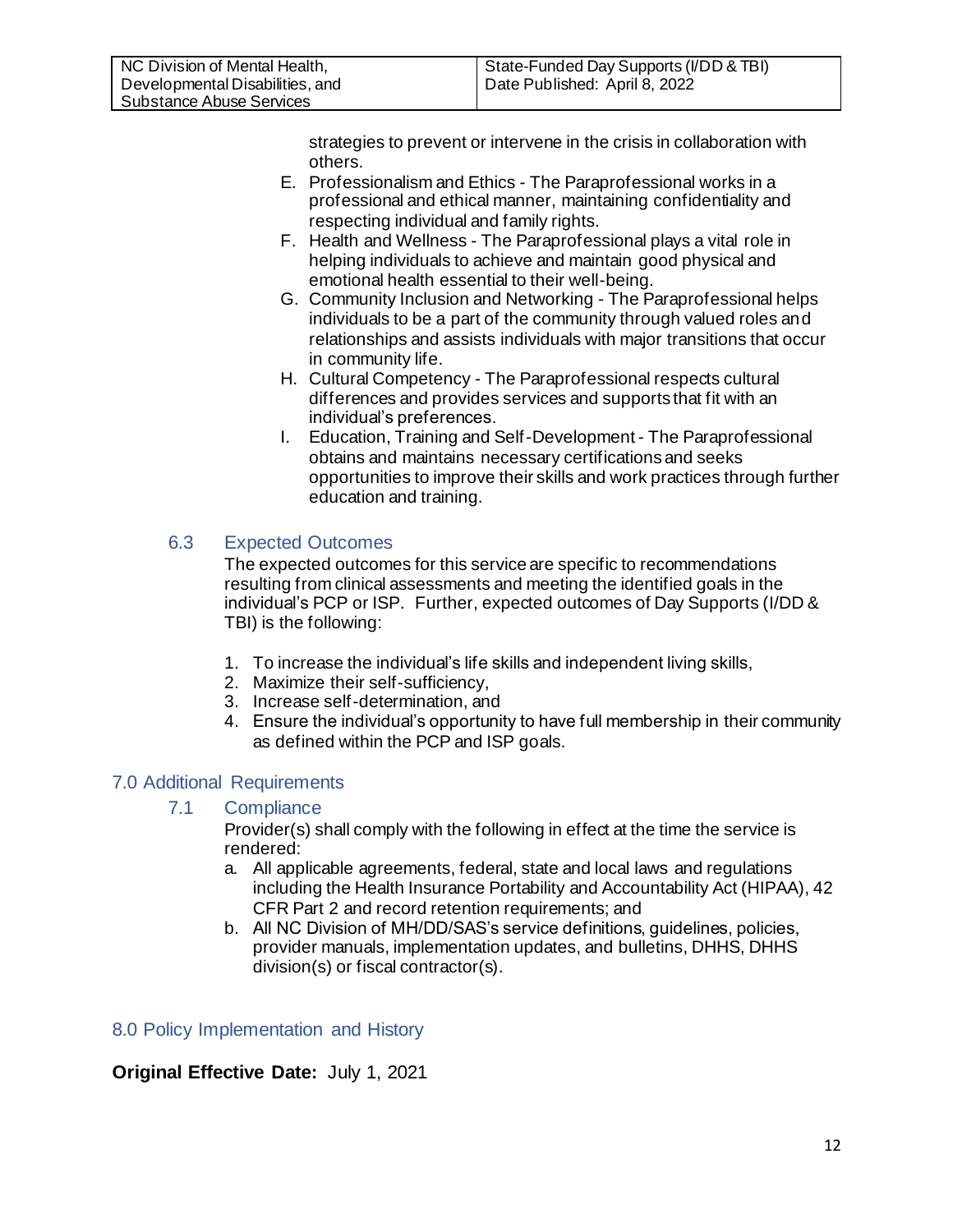strategies to prevent or intervene in the crisis in collaboration with others.

E. Professionalism and Ethics - The Paraprofessional works in a professional and ethical manner, maintaining confidentiality and respecting individual and family rights.
F. Health and Wellness - The Paraprofessional plays a vital role in helping individuals to achieve and maintain good physical and emotional health essential to their well-being.
G. Community Inclusion and Networking - The Paraprofessional helps individuals to be a part of the community through valued roles and relationships and assists individuals with major transitions that occur in community life.
H. Cultural Competency - The Paraprofessional respects cultural differences and provides services and supports that fit with an individual's preferences.
I. Education, Training and Self-Development - The Paraprofessional obtains and maintains necessary certifications and seeks opportunities to improve their skills and work practices through further education and training.

### 6.3 Expected Outcomes

The expected outcomes for this service are specific to recommendations resulting from clinical assessments and meeting the identified goals in the individual's PCP or ISP. Further, expected outcomes of Day Supports (I/DD & TBI) is the following:

1. To increase the individual's life skills and independent living skills,
2. Maximize their self-sufficiency,
3. Increase self-determination, and
4. Ensure the individual's opportunity to have full membership in their community as defined within the PCP and ISP goals.

## 7.0 Additional Requirements

### 7.1 Compliance

Provider(s) shall comply with the following in effect at the time the service is rendered:

a. All applicable agreements, federal, state and local laws and regulations including the Health Insurance Portability and Accountability Act (HIPAA), 42 CFR Part 2 and record retention requirements; and
b. All NC Division of MH/DD/SAS's service definitions, guidelines, policies, provider manuals, implementation updates, and bulletins, DHHS, DHHS division(s) or fiscal contractor(s).

## 8.0 Policy Implementation and History

**Original Effective Date:** July 1, 2021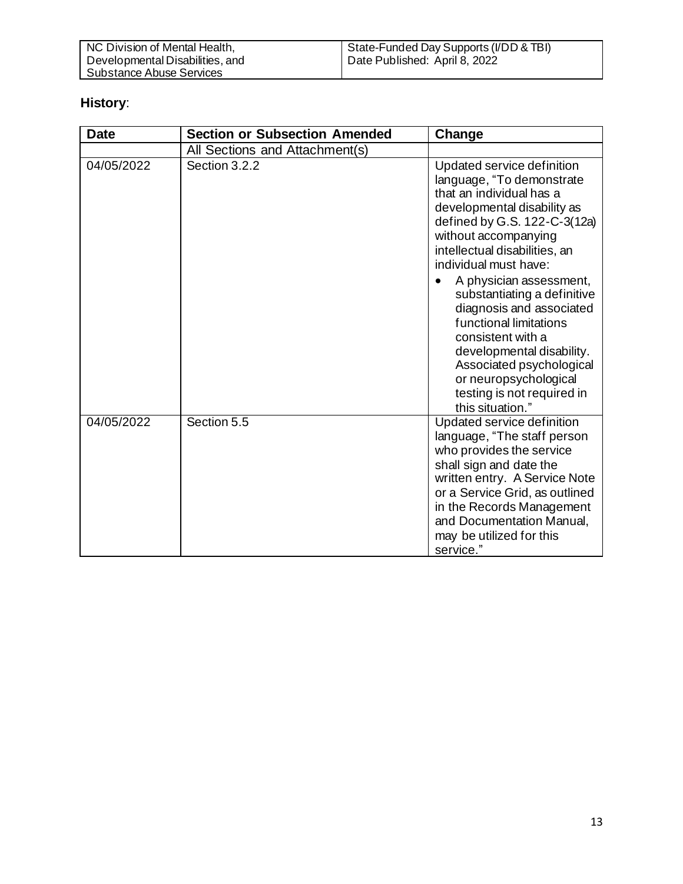**History**:

| Date | Section or Subsection Amended | Change |
| --- | --- | --- |
| | All Sections and Attachment(s) | |
| 04/05/2022 | Section 3.2.2 | Updated service definition language, "To demonstrate that an individual has a developmental disability as defined by G.S. 122-C-3(12a) without accompanying intellectual disabilities, an individual must have: • A physician assessment, substantiating a definitive diagnosis and associated functional limitations consistent with a developmental disability. Associated psychological or neuropsychological testing is not required in this situation." |
| 04/05/2022 | Section 5.5 | Updated service definition language, "The staff person who provides the service shall sign and date the written entry. A Service Note or a Service Grid, as outlined in the Records Management and Documentation Manual, may be utilized for this service." |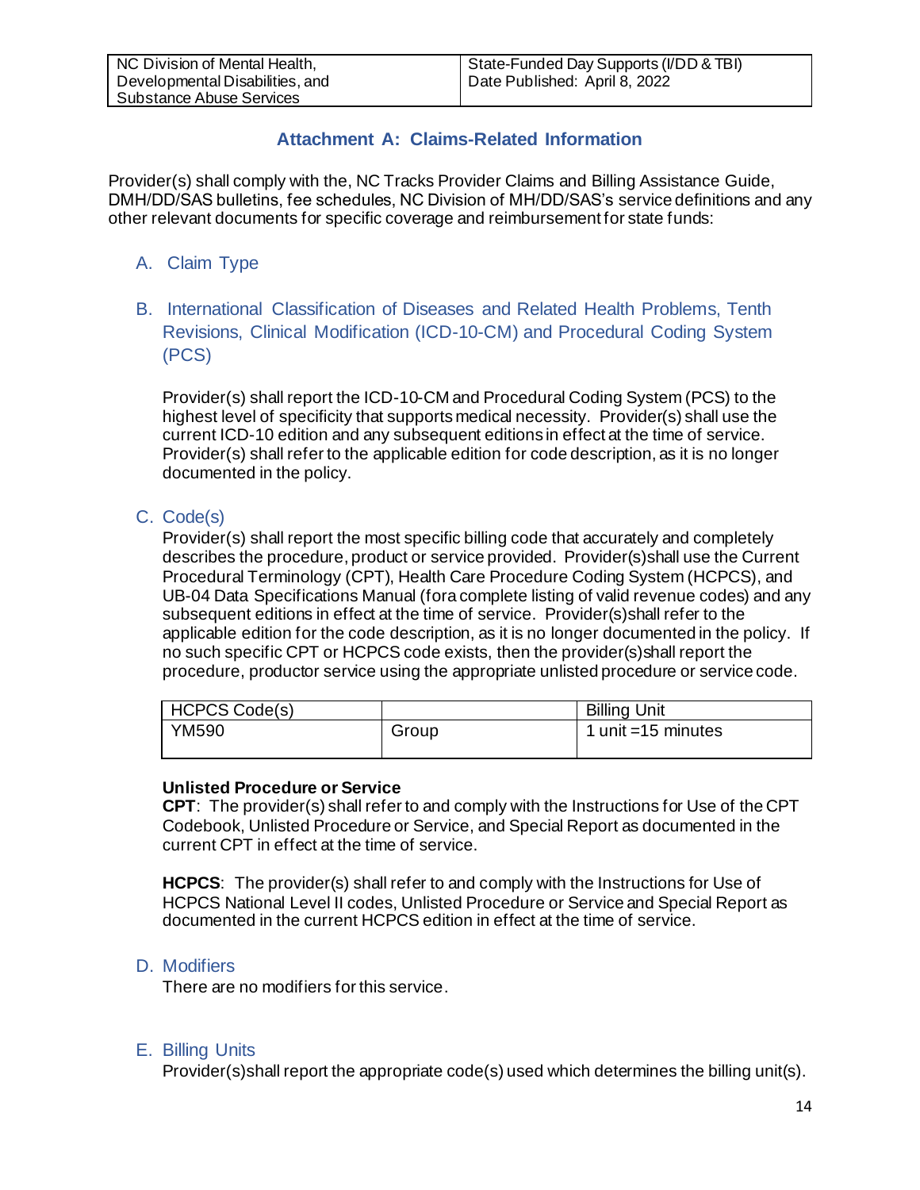## Attachment A: Claims-Related Information

Provider(s) shall comply with the, NC Tracks Provider Claims and Billing Assistance Guide, DMH/DD/SAS bulletins, fee schedules, NC Division of MH/DD/SAS's service definitions and any other relevant documents for specific coverage and reimbursement for state funds:

### A. Claim Type

### B. International Classification of Diseases and Related Health Problems, Tenth Revisions, Clinical Modification (ICD-10-CM) and Procedural Coding System (PCS)

Provider(s) shall report the ICD-10-CM and Procedural Coding System (PCS) to the highest level of specificity that supports medical necessity. Provider(s) shall use the current ICD-10 edition and any subsequent editions in effect at the time of service. Provider(s) shall refer to the applicable edition for code description, as it is no longer documented in the policy.

### C. Code(s)

Provider(s) shall report the most specific billing code that accurately and completely describes the procedure, product or service provided. Provider(s)shall use the Current Procedural Terminology (CPT), Health Care Procedure Coding System (HCPCS), and UB-04 Data Specifications Manual (fora complete listing of valid revenue codes) and any subsequent editions in effect at the time of service. Provider(s)shall refer to the applicable edition for the code description, as it is no longer documented in the policy. If no such specific CPT or HCPCS code exists, then the provider(s)shall report the procedure, productor service using the appropriate unlisted procedure or service code.

| HCPCS Code(s) | | Billing Unit |
|---|---|---|
| YM590 | Group | 1 unit =15 minutes |

**Unlisted Procedure or Service**

**CPT**: The provider(s) shall refer to and comply with the Instructions for Use of the CPT Codebook, Unlisted Procedure or Service, and Special Report as documented in the current CPT in effect at the time of service.

**HCPCS**: The provider(s) shall refer to and comply with the Instructions for Use of HCPCS National Level II codes, Unlisted Procedure or Service and Special Report as documented in the current HCPCS edition in effect at the time of service.

### D. Modifiers

There are no modifiers for this service.

### E. Billing Units

Provider(s)shall report the appropriate code(s) used which determines the billing unit(s).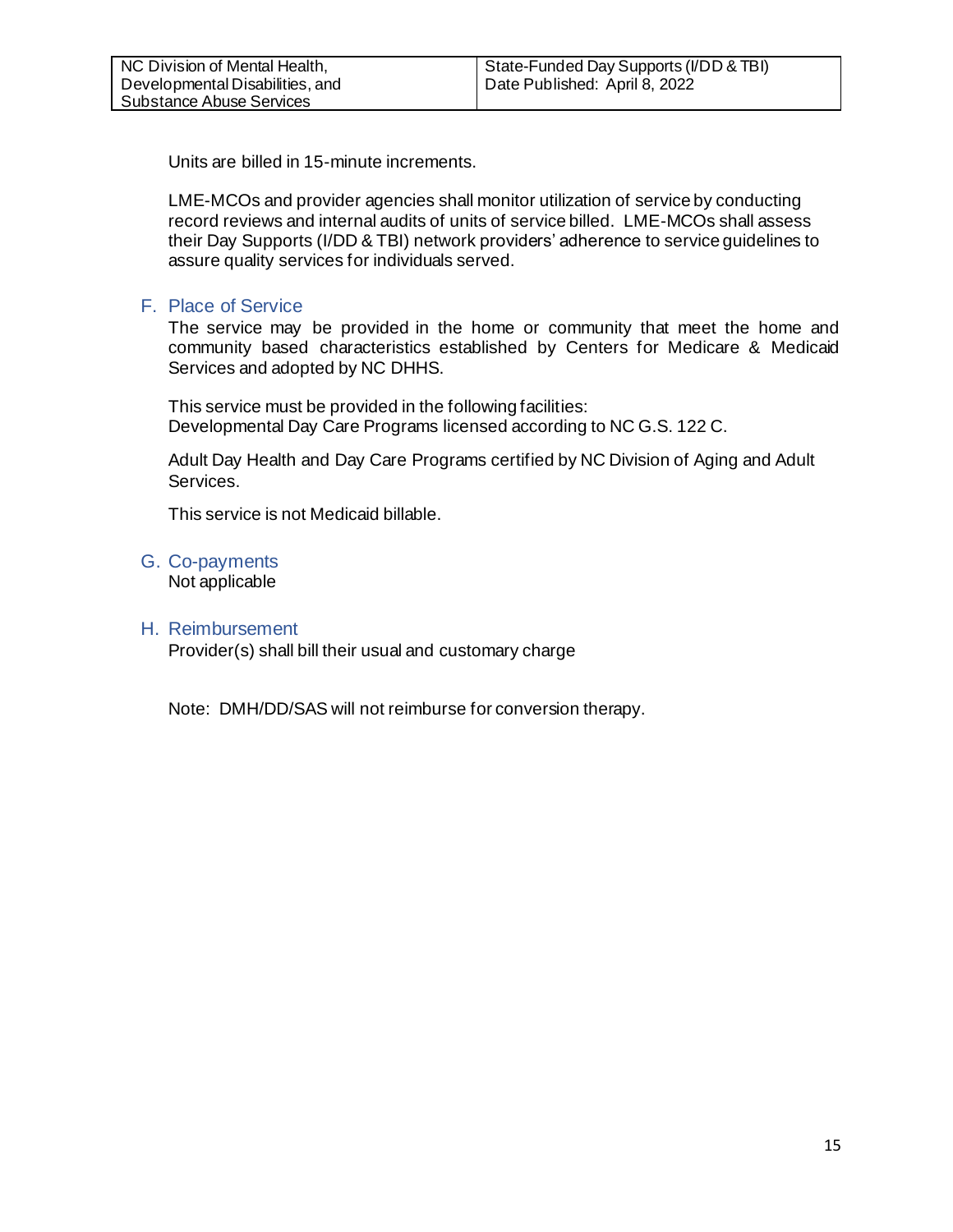Units are billed in 15-minute increments.

LME-MCOs and provider agencies shall monitor utilization of service by conducting record reviews and internal audits of units of service billed. LME-MCOs shall assess their Day Supports (I/DD & TBI) network providers' adherence to service guidelines to assure quality services for individuals served.

## F. Place of Service

The service may be provided in the home or community that meet the home and community based characteristics established by Centers for Medicare & Medicaid Services and adopted by NC DHHS.

This service must be provided in the following facilities:
Developmental Day Care Programs licensed according to NC G.S. 122 C.

Adult Day Health and Day Care Programs certified by NC Division of Aging and Adult Services.

This service is not Medicaid billable.

## G. Co-payments

Not applicable

## H. Reimbursement

Provider(s) shall bill their usual and customary charge

Note: DMH/DD/SAS will not reimburse for conversion therapy.